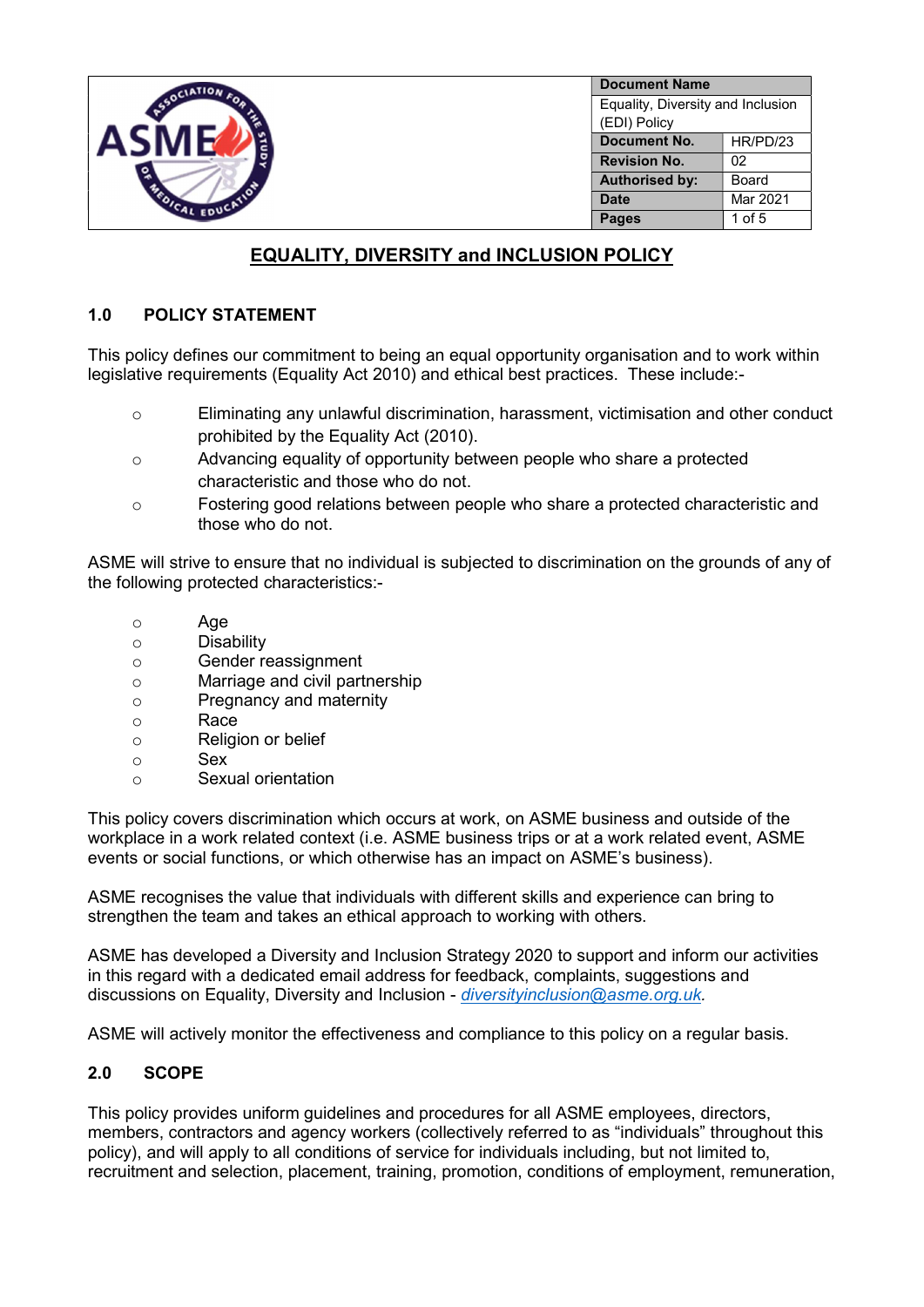| Document Name | |
|---|---|
| Equality, Diversity and Inclusion (EDI) Policy | |
| **Document No.** | HR/PD/23 |
| **Revision No.** | 02 |
| **Authorised by:** | Board |
| **Date** | Mar 2021 |
| **Pages** | 1 of 5 |

# EQUALITY, DIVERSITY and INCLUSION POLICY

## 1.0 POLICY STATEMENT

This policy defines our commitment to being an equal opportunity organisation and to work within legislative requirements (Equality Act 2010) and ethical best practices. These include:-

- Eliminating any unlawful discrimination, harassment, victimisation and other conduct prohibited by the Equality Act (2010).
- Advancing equality of opportunity between people who share a protected characteristic and those who do not.
- Fostering good relations between people who share a protected characteristic and those who do not.

ASME will strive to ensure that no individual is subjected to discrimination on the grounds of any of the following protected characteristics:-

- Age
- Disability
- Gender reassignment
- Marriage and civil partnership
- Pregnancy and maternity
- Race
- Religion or belief
- Sex
- Sexual orientation

This policy covers discrimination which occurs at work, on ASME business and outside of the workplace in a work related context (i.e. ASME business trips or at a work related event, ASME events or social functions, or which otherwise has an impact on ASME's business).

ASME recognises the value that individuals with different skills and experience can bring to strengthen the team and takes an ethical approach to working with others.

ASME has developed a Diversity and Inclusion Strategy 2020 to support and inform our activities in this regard with a dedicated email address for feedback, complaints, suggestions and discussions on Equality, Diversity and Inclusion - *diversityinclusion@asme.org.uk*.

ASME will actively monitor the effectiveness and compliance to this policy on a regular basis.

## 2.0 SCOPE

This policy provides uniform guidelines and procedures for all ASME employees, directors, members, contractors and agency workers (collectively referred to as "individuals" throughout this policy), and will apply to all conditions of service for individuals including, but not limited to, recruitment and selection, placement, training, promotion, conditions of employment, remuneration,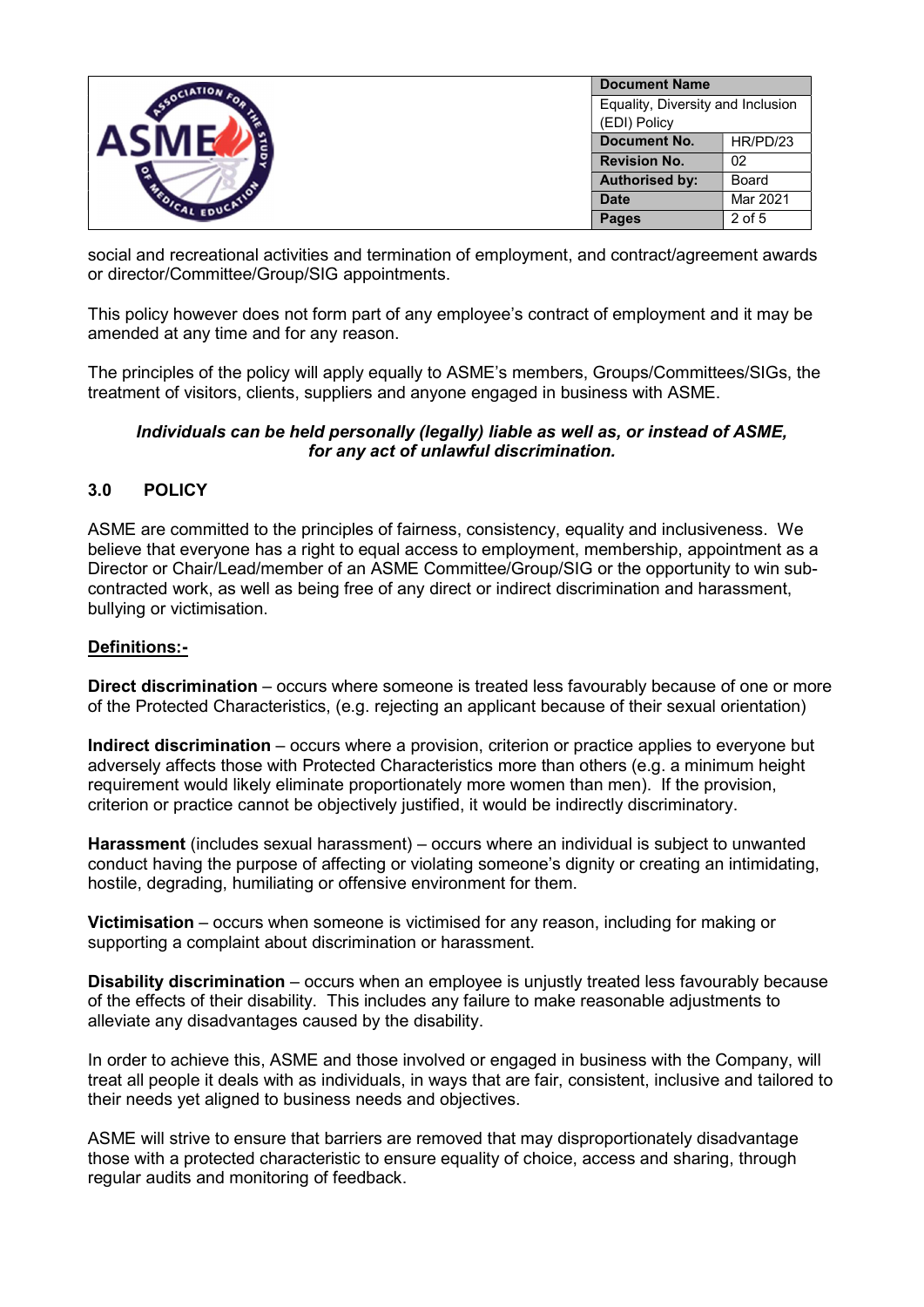social and recreational activities and termination of employment, and contract/agreement awards or director/Committee/Group/SIG appointments.

This policy however does not form part of any employee's contract of employment and it may be amended at any time and for any reason.

The principles of the policy will apply equally to ASME's members, Groups/Committees/SIGs, the treatment of visitors, clients, suppliers and anyone engaged in business with ASME.

***Individuals can be held personally (legally) liable as well as, or instead of ASME, for any act of unlawful discrimination.***

## 3.0 POLICY

ASME are committed to the principles of fairness, consistency, equality and inclusiveness. We believe that everyone has a right to equal access to employment, membership, appointment as a Director or Chair/Lead/member of an ASME Committee/Group/SIG or the opportunity to win sub-contracted work, as well as being free of any direct or indirect discrimination and harassment, bullying or victimisation.

**Definitions:-**

**Direct discrimination** – occurs where someone is treated less favourably because of one or more of the Protected Characteristics, (e.g. rejecting an applicant because of their sexual orientation)

**Indirect discrimination** – occurs where a provision, criterion or practice applies to everyone but adversely affects those with Protected Characteristics more than others (e.g. a minimum height requirement would likely eliminate proportionately more women than men). If the provision, criterion or practice cannot be objectively justified, it would be indirectly discriminatory.

**Harassment** (includes sexual harassment) – occurs where an individual is subject to unwanted conduct having the purpose of affecting or violating someone's dignity or creating an intimidating, hostile, degrading, humiliating or offensive environment for them.

**Victimisation** – occurs when someone is victimised for any reason, including for making or supporting a complaint about discrimination or harassment.

**Disability discrimination** – occurs when an employee is unjustly treated less favourably because of the effects of their disability. This includes any failure to make reasonable adjustments to alleviate any disadvantages caused by the disability.

In order to achieve this, ASME and those involved or engaged in business with the Company, will treat all people it deals with as individuals, in ways that are fair, consistent, inclusive and tailored to their needs yet aligned to business needs and objectives.

ASME will strive to ensure that barriers are removed that may disproportionately disadvantage those with a protected characteristic to ensure equality of choice, access and sharing, through regular audits and monitoring of feedback.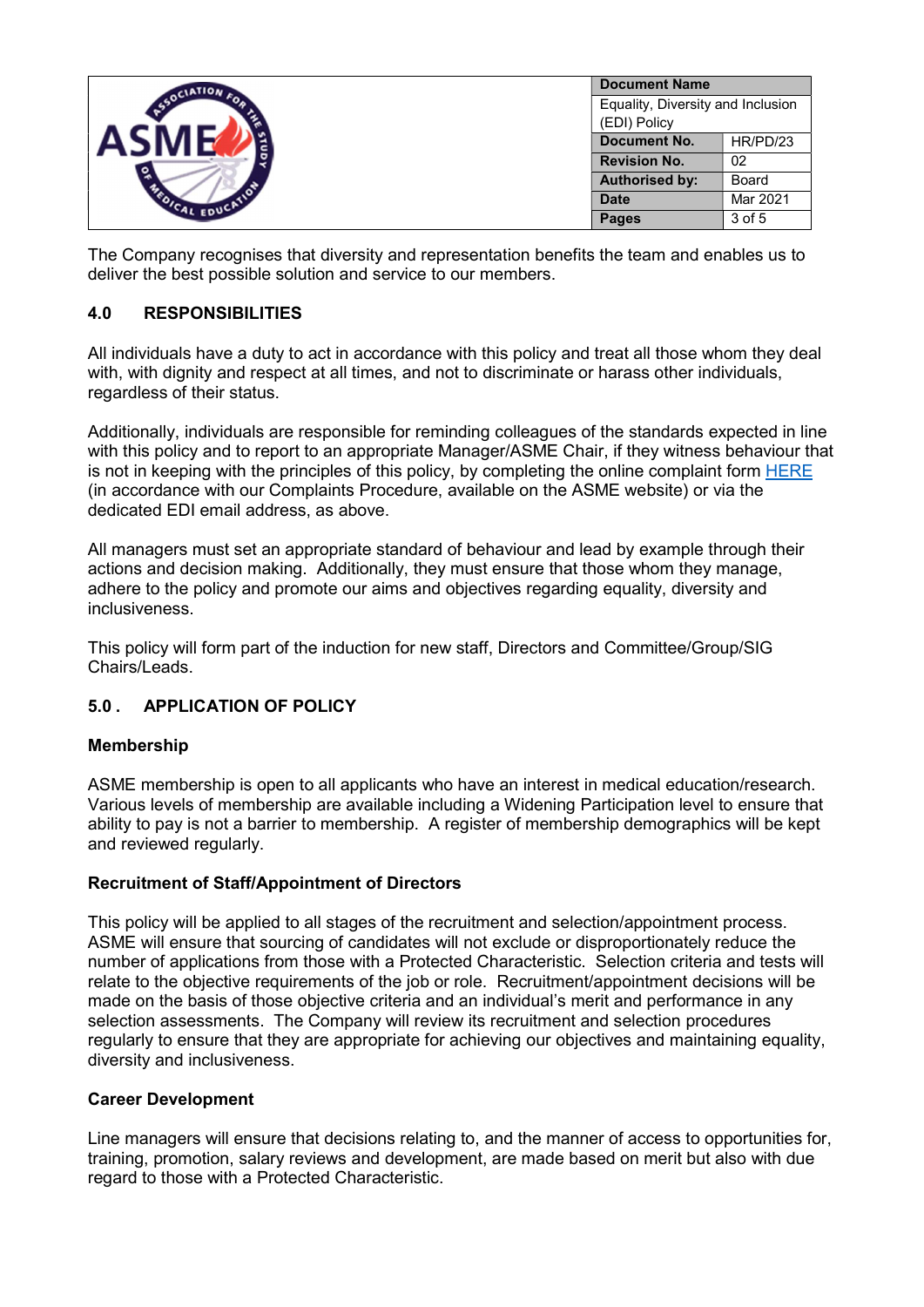The Company recognises that diversity and representation benefits the team and enables us to deliver the best possible solution and service to our members.

## 4.0 RESPONSIBILITIES

All individuals have a duty to act in accordance with this policy and treat all those whom they deal with, with dignity and respect at all times, and not to discriminate or harass other individuals, regardless of their status.

Additionally, individuals are responsible for reminding colleagues of the standards expected in line with this policy and to report to an appropriate Manager/ASME Chair, if they witness behaviour that is not in keeping with the principles of this policy, by completing the online complaint form HERE (in accordance with our Complaints Procedure, available on the ASME website) or via the dedicated EDI email address, as above.

All managers must set an appropriate standard of behaviour and lead by example through their actions and decision making. Additionally, they must ensure that those whom they manage, adhere to the policy and promote our aims and objectives regarding equality, diversity and inclusiveness.

This policy will form part of the induction for new staff, Directors and Committee/Group/SIG Chairs/Leads.

## 5.0 . APPLICATION OF POLICY

### Membership

ASME membership is open to all applicants who have an interest in medical education/research. Various levels of membership are available including a Widening Participation level to ensure that ability to pay is not a barrier to membership. A register of membership demographics will be kept and reviewed regularly.

### Recruitment of Staff/Appointment of Directors

This policy will be applied to all stages of the recruitment and selection/appointment process. ASME will ensure that sourcing of candidates will not exclude or disproportionately reduce the number of applications from those with a Protected Characteristic. Selection criteria and tests will relate to the objective requirements of the job or role. Recruitment/appointment decisions will be made on the basis of those objective criteria and an individual's merit and performance in any selection assessments. The Company will review its recruitment and selection procedures regularly to ensure that they are appropriate for achieving our objectives and maintaining equality, diversity and inclusiveness.

### Career Development

Line managers will ensure that decisions relating to, and the manner of access to opportunities for, training, promotion, salary reviews and development, are made based on merit but also with due regard to those with a Protected Characteristic.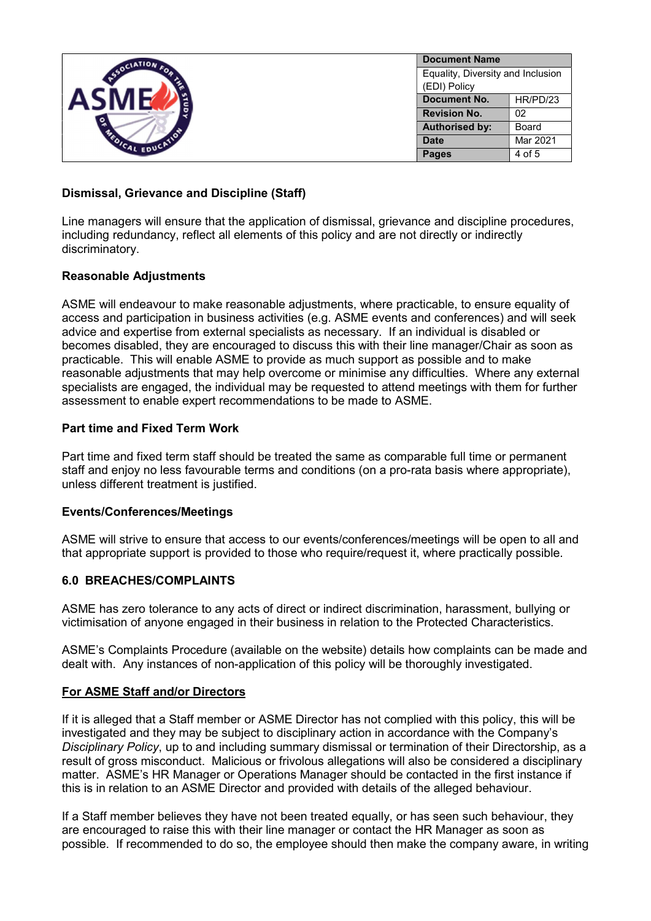**Dismissal, Grievance and Discipline (Staff)**

Line managers will ensure that the application of dismissal, grievance and discipline procedures, including redundancy, reflect all elements of this policy and are not directly or indirectly discriminatory.

**Reasonable Adjustments**

ASME will endeavour to make reasonable adjustments, where practicable, to ensure equality of access and participation in business activities (e.g. ASME events and conferences) and will seek advice and expertise from external specialists as necessary. If an individual is disabled or becomes disabled, they are encouraged to discuss this with their line manager/Chair as soon as practicable. This will enable ASME to provide as much support as possible and to make reasonable adjustments that may help overcome or minimise any difficulties. Where any external specialists are engaged, the individual may be requested to attend meetings with them for further assessment to enable expert recommendations to be made to ASME.

**Part time and Fixed Term Work**

Part time and fixed term staff should be treated the same as comparable full time or permanent staff and enjoy no less favourable terms and conditions (on a pro-rata basis where appropriate), unless different treatment is justified.

**Events/Conferences/Meetings**

ASME will strive to ensure that access to our events/conferences/meetings will be open to all and that appropriate support is provided to those who require/request it, where practically possible.

## 6.0 BREACHES/COMPLAINTS

ASME has zero tolerance to any acts of direct or indirect discrimination, harassment, bullying or victimisation of anyone engaged in their business in relation to the Protected Characteristics.

ASME's Complaints Procedure (available on the website) details how complaints can be made and dealt with. Any instances of non-application of this policy will be thoroughly investigated.

**For ASME Staff and/or Directors**

If it is alleged that a Staff member or ASME Director has not complied with this policy, this will be investigated and they may be subject to disciplinary action in accordance with the Company's *Disciplinary Policy*, up to and including summary dismissal or termination of their Directorship, as a result of gross misconduct. Malicious or frivolous allegations will also be considered a disciplinary matter. ASME's HR Manager or Operations Manager should be contacted in the first instance if this is in relation to an ASME Director and provided with details of the alleged behaviour.

If a Staff member believes they have not been treated equally, or has seen such behaviour, they are encouraged to raise this with their line manager or contact the HR Manager as soon as possible. If recommended to do so, the employee should then make the company aware, in writing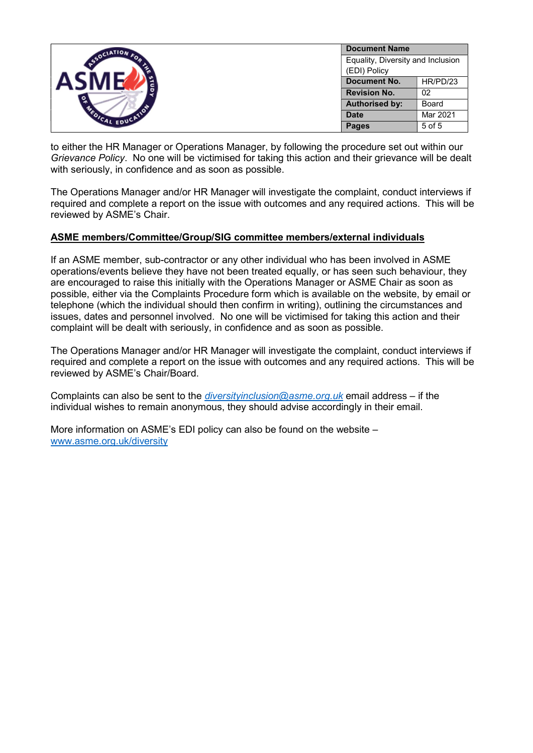to either the HR Manager or Operations Manager, by following the procedure set out within our *Grievance Policy*. No one will be victimised for taking this action and their grievance will be dealt with seriously, in confidence and as soon as possible.

The Operations Manager and/or HR Manager will investigate the complaint, conduct interviews if required and complete a report on the issue with outcomes and any required actions. This will be reviewed by ASME's Chair.

**ASME members/Committee/Group/SIG committee members/external individuals**

If an ASME member, sub-contractor or any other individual who has been involved in ASME operations/events believe they have not been treated equally, or has seen such behaviour, they are encouraged to raise this initially with the Operations Manager or ASME Chair as soon as possible, either via the Complaints Procedure form which is available on the website, by email or telephone (which the individual should then confirm in writing), outlining the circumstances and issues, dates and personnel involved. No one will be victimised for taking this action and their complaint will be dealt with seriously, in confidence and as soon as possible.

The Operations Manager and/or HR Manager will investigate the complaint, conduct interviews if required and complete a report on the issue with outcomes and any required actions. This will be reviewed by ASME's Chair/Board.

Complaints can also be sent to the *diversityinclusion@asme.org.uk* email address – if the individual wishes to remain anonymous, they should advise accordingly in their email.

More information on ASME's EDI policy can also be found on the website – www.asme.org.uk/diversity